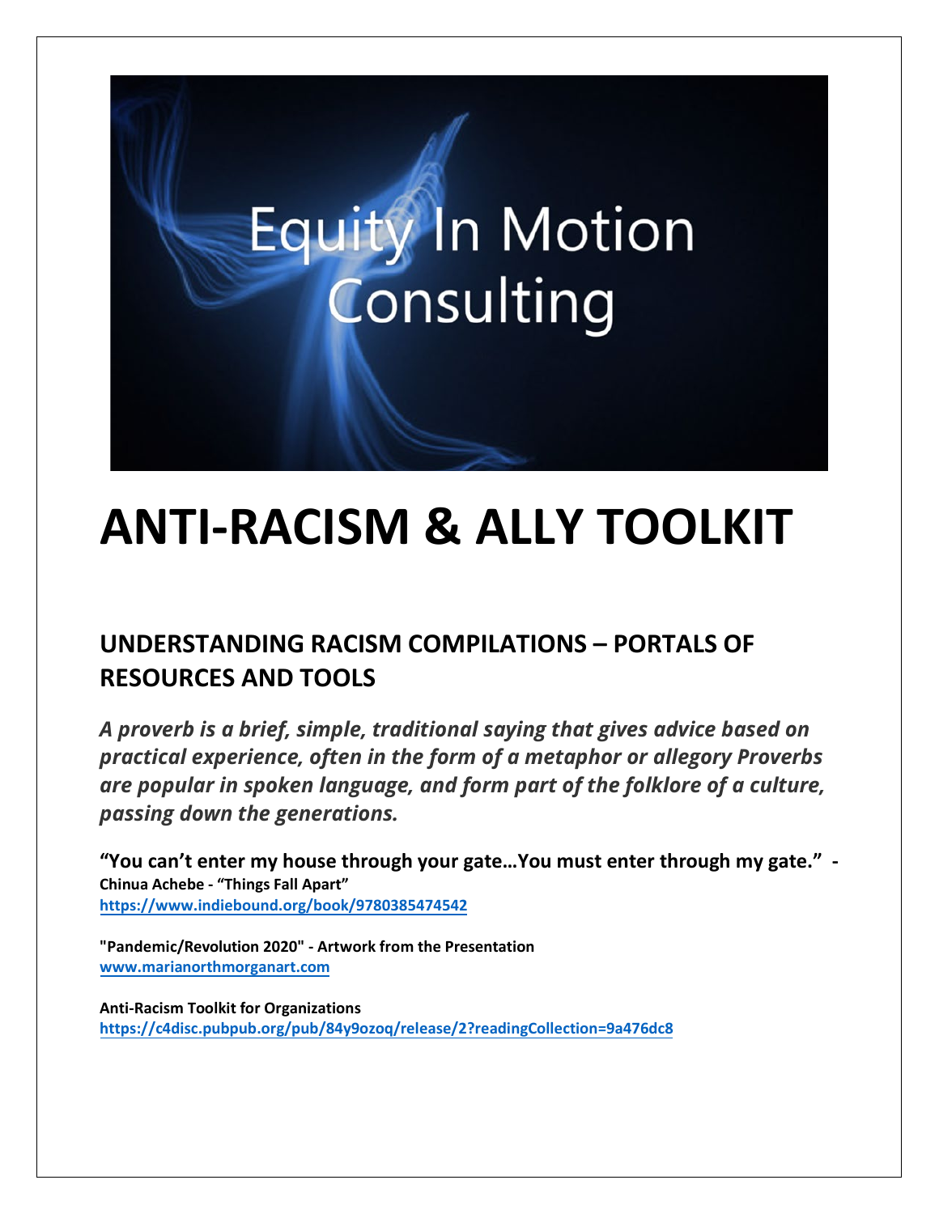Equity In Motion Consulting

# ANTI-RACISM & ALLY TOOLKIT

## UNDERSTANDING RACISM COMPILATIONS – PORTALS OF RESOURCES AND TOOLS

***A proverb is a brief, simple, traditional saying that gives advice based on practical experience, often in the form of a metaphor or allegory Proverbs are popular in spoken language, and form part of the folklore of a culture, passing down the generations.***

**"You can't enter my house through your gate…You must enter through my gate." - Chinua Achebe - "Things Fall Apart"**
**https://www.indiebound.org/book/9780385474542**

**"Pandemic/Revolution 2020" - Artwork from the Presentation**
**www.marianorthmorganart.com**

**Anti-Racism Toolkit for Organizations**
**https://c4disc.pubpub.org/pub/84y9ozoq/release/2?readingCollection=9a476dc8**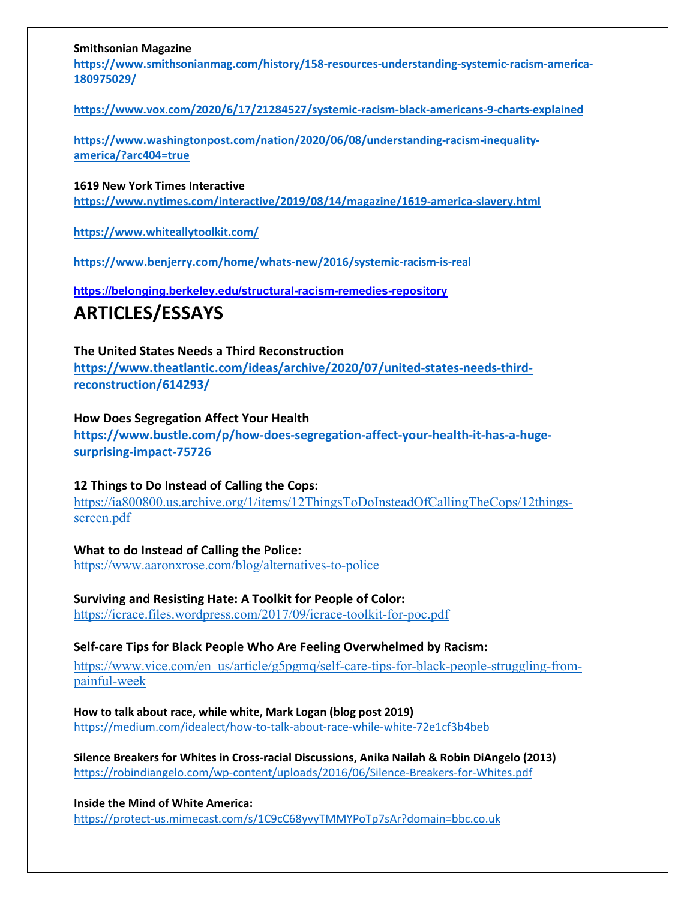**Smithsonian Magazine**
https://www.smithsonianmag.com/history/158-resources-understanding-systemic-racism-america-180975029/

https://www.vox.com/2020/6/17/21284527/systemic-racism-black-americans-9-charts-explained

https://www.washingtonpost.com/nation/2020/06/08/understanding-racism-inequality-america/?arc404=true

**1619 New York Times Interactive**
https://www.nytimes.com/interactive/2019/08/14/magazine/1619-america-slavery.html

https://www.whiteallytoolkit.com/

https://www.benjerry.com/home/whats-new/2016/systemic-racism-is-real

https://belonging.berkeley.edu/structural-racism-remedies-repository

# ARTICLES/ESSAYS

**The United States Needs a Third Reconstruction**
https://www.theatlantic.com/ideas/archive/2020/07/united-states-needs-third-reconstruction/614293/

**How Does Segregation Affect Your Health**
https://www.bustle.com/p/how-does-segregation-affect-your-health-it-has-a-huge-surprising-impact-75726

**12 Things to Do Instead of Calling the Cops:**
https://ia800800.us.archive.org/1/items/12ThingsToDoInsteadOfCallingTheCops/12things-screen.pdf

**What to do Instead of Calling the Police:**
https://www.aaronxrose.com/blog/alternatives-to-police

**Surviving and Resisting Hate: A Toolkit for People of Color:**
https://icrace.files.wordpress.com/2017/09/icrace-toolkit-for-poc.pdf

**Self-care Tips for Black People Who Are Feeling Overwhelmed by Racism:**
https://www.vice.com/en_us/article/g5pgmq/self-care-tips-for-black-people-struggling-from-painful-week

**How to talk about race, while white, Mark Logan (blog post 2019)**
https://medium.com/idealect/how-to-talk-about-race-while-white-72e1cf3b4beb

**Silence Breakers for Whites in Cross-racial Discussions, Anika Nailah & Robin DiAngelo (2013)**
https://robindiangelo.com/wp-content/uploads/2016/06/Silence-Breakers-for-Whites.pdf

**Inside the Mind of White America:**
https://protect-us.mimecast.com/s/1C9cC68yvyTMMYPoTp7sAr?domain=bbc.co.uk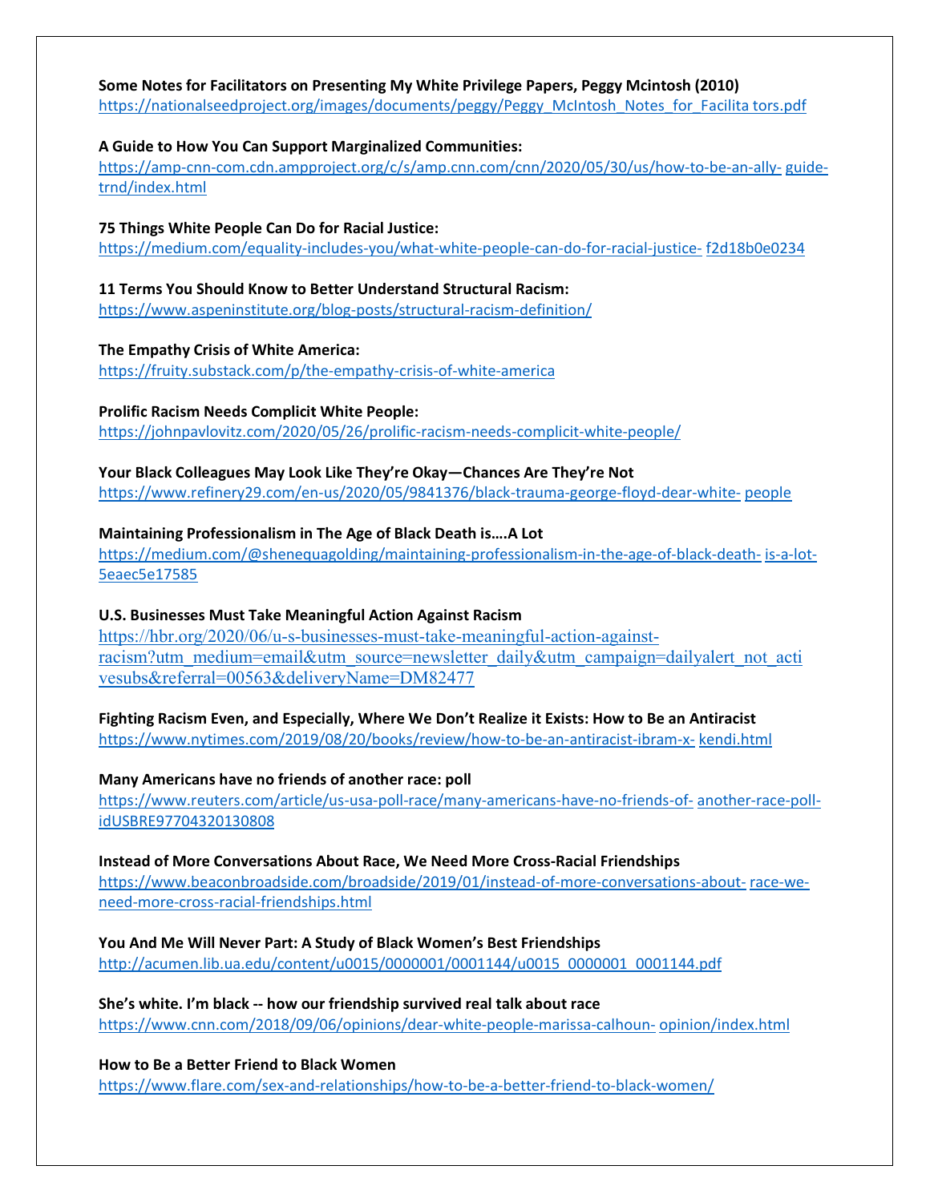**Some Notes for Facilitators on Presenting My White Privilege Papers, Peggy Mcintosh (2010)**
https://nationalseedproject.org/images/documents/peggy/Peggy_McIntosh_Notes_for_Facilita tors.pdf

**A Guide to How You Can Support Marginalized Communities:**
https://amp-cnn-com.cdn.ampproject.org/c/s/amp.cnn.com/cnn/2020/05/30/us/how-to-be-an-ally- guide-trnd/index.html

**75 Things White People Can Do for Racial Justice:**
https://medium.com/equality-includes-you/what-white-people-can-do-for-racial-justice- f2d18b0e0234

**11 Terms You Should Know to Better Understand Structural Racism:**
https://www.aspeninstitute.org/blog-posts/structural-racism-definition/

**The Empathy Crisis of White America:**
https://fruity.substack.com/p/the-empathy-crisis-of-white-america

**Prolific Racism Needs Complicit White People:**
https://johnpavlovitz.com/2020/05/26/prolific-racism-needs-complicit-white-people/

**Your Black Colleagues May Look Like They're Okay—Chances Are They're Not**
https://www.refinery29.com/en-us/2020/05/9841376/black-trauma-george-floyd-dear-white- people

**Maintaining Professionalism in The Age of Black Death is….A Lot**
https://medium.com/@shenequagolding/maintaining-professionalism-in-the-age-of-black-death- is-a-lot-5eaec5e17585

**U.S. Businesses Must Take Meaningful Action Against Racism**
https://hbr.org/2020/06/u-s-businesses-must-take-meaningful-action-against-racism?utm_medium=email&utm_source=newsletter_daily&utm_campaign=dailyalert_not_activesubs&referral=00563&deliveryName=DM82477

**Fighting Racism Even, and Especially, Where We Don't Realize it Exists: How to Be an Antiracist**
https://www.nytimes.com/2019/08/20/books/review/how-to-be-an-antiracist-ibram-x- kendi.html

**Many Americans have no friends of another race: poll**
https://www.reuters.com/article/us-usa-poll-race/many-americans-have-no-friends-of- another-race-poll-idUSBRE97704320130808

**Instead of More Conversations About Race, We Need More Cross-Racial Friendships**
https://www.beaconbroadside.com/broadside/2019/01/instead-of-more-conversations-about- race-we-need-more-cross-racial-friendships.html

**You And Me Will Never Part: A Study of Black Women's Best Friendships**
http://acumen.lib.ua.edu/content/u0015/0000001/0001144/u0015_0000001_0001144.pdf

**She's white. I'm black -- how our friendship survived real talk about race**
https://www.cnn.com/2018/09/06/opinions/dear-white-people-marissa-calhoun- opinion/index.html

**How to Be a Better Friend to Black Women**
https://www.flare.com/sex-and-relationships/how-to-be-a-better-friend-to-black-women/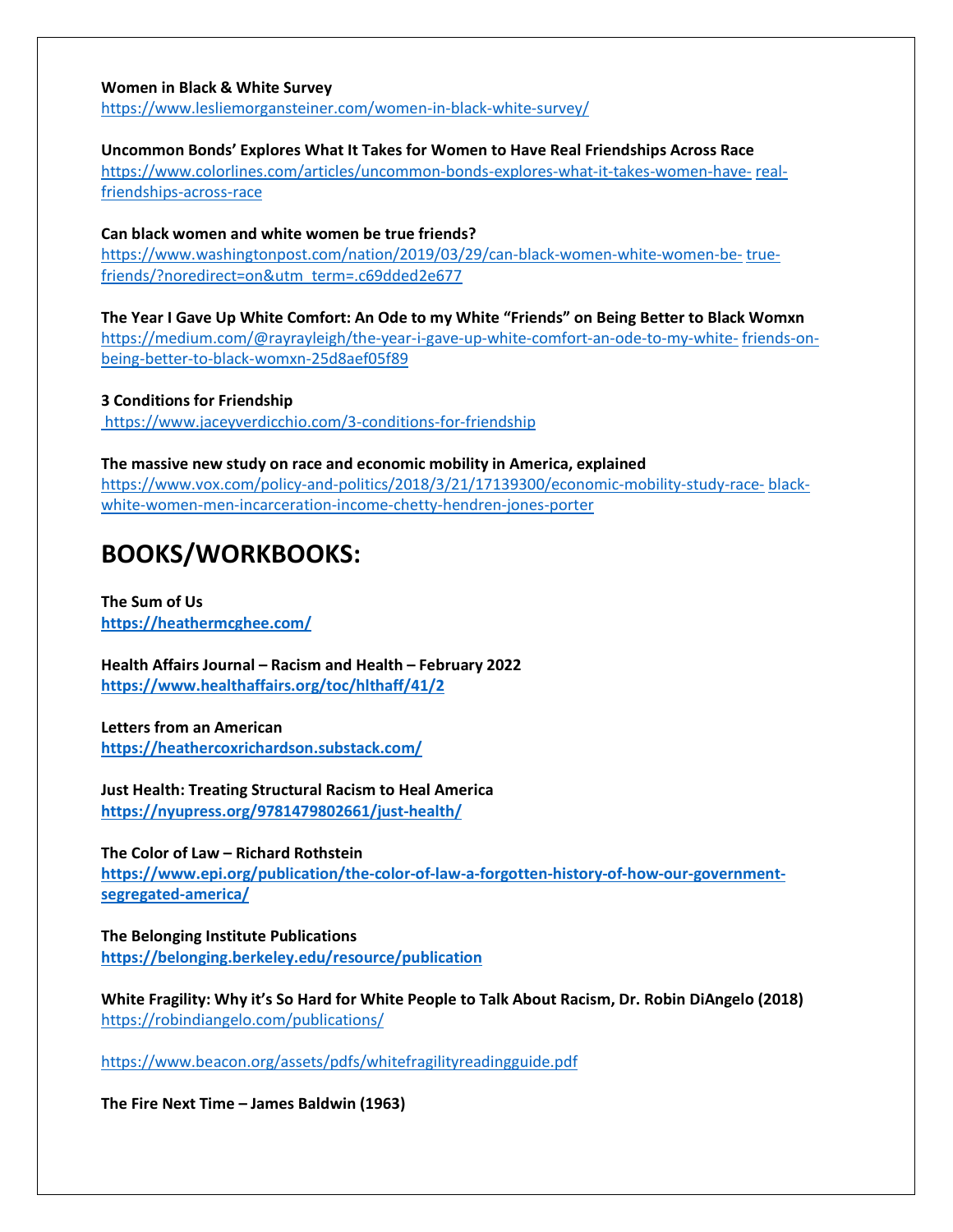**Women in Black & White Survey**
https://www.lesliemorgansteiner.com/women-in-black-white-survey/

**Uncommon Bonds' Explores What It Takes for Women to Have Real Friendships Across Race**
https://www.colorlines.com/articles/uncommon-bonds-explores-what-it-takes-women-have-real-friendships-across-race

**Can black women and white women be true friends?**
https://www.washingtonpost.com/nation/2019/03/29/can-black-women-white-women-be-true-friends/?noredirect=on&utm_term=.c69dded2e677

**The Year I Gave Up White Comfort: An Ode to my White "Friends" on Being Better to Black Womxn**
https://medium.com/@rayrayleigh/the-year-i-gave-up-white-comfort-an-ode-to-my-white-friends-on-being-better-to-black-womxn-25d8aef05f89

**3 Conditions for Friendship**
https://www.jaceyverdicchio.com/3-conditions-for-friendship

**The massive new study on race and economic mobility in America, explained**
https://www.vox.com/policy-and-politics/2018/3/21/17139300/economic-mobility-study-race-black-white-women-men-incarceration-income-chetty-hendren-jones-porter

# BOOKS/WORKBOOKS:

**The Sum of Us**
**https://heathermcghee.com/**

**Health Affairs Journal – Racism and Health – February 2022**
**https://www.healthaffairs.org/toc/hlthaff/41/2**

**Letters from an American**
**https://heathercoxrichardson.substack.com/**

**Just Health: Treating Structural Racism to Heal America**
**https://nyupress.org/9781479802661/just-health/**

**The Color of Law – Richard Rothstein**
**https://www.epi.org/publication/the-color-of-law-a-forgotten-history-of-how-our-government-segregated-america/**

**The Belonging Institute Publications**
**https://belonging.berkeley.edu/resource/publication**

**White Fragility: Why it's So Hard for White People to Talk About Racism, Dr. Robin DiAngelo (2018)**
https://robindiangelo.com/publications/

https://www.beacon.org/assets/pdfs/whitefragilityreadingguide.pdf

**The Fire Next Time – James Baldwin (1963)**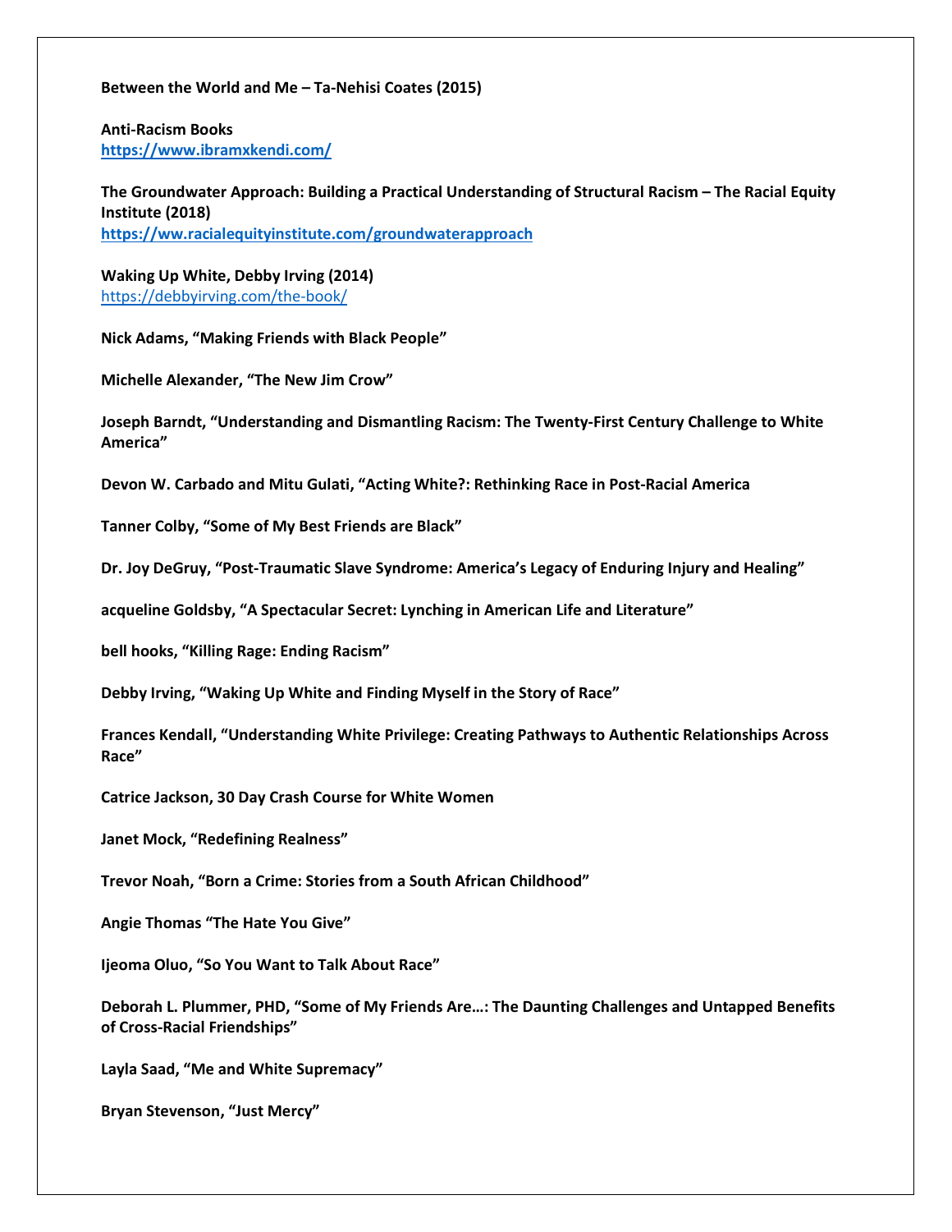**Between the World and Me – Ta-Nehisi Coates (2015)**

**Anti-Racism Books**
**https://www.ibramxkendi.com/**

**The Groundwater Approach: Building a Practical Understanding of Structural Racism – The Racial Equity Institute (2018)**
**https://ww.racialequityinstitute.com/groundwaterapproach**

**Waking Up White, Debby Irving (2014)**
https://debbyirving.com/the-book/

**Nick Adams, "Making Friends with Black People"**

**Michelle Alexander, "The New Jim Crow"**

**Joseph Barndt, "Understanding and Dismantling Racism: The Twenty-First Century Challenge to White America"**

**Devon W. Carbado and Mitu Gulati, "Acting White?: Rethinking Race in Post-Racial America**

**Tanner Colby, "Some of My Best Friends are Black"**

**Dr. Joy DeGruy, "Post-Traumatic Slave Syndrome: America's Legacy of Enduring Injury and Healing"**

**acqueline Goldsby, "A Spectacular Secret: Lynching in American Life and Literature"**

**bell hooks, "Killing Rage: Ending Racism"**

**Debby Irving, "Waking Up White and Finding Myself in the Story of Race"**

**Frances Kendall, "Understanding White Privilege: Creating Pathways to Authentic Relationships Across Race"**

**Catrice Jackson, 30 Day Crash Course for White Women**

**Janet Mock, "Redefining Realness"**

**Trevor Noah, "Born a Crime: Stories from a South African Childhood"**

**Angie Thomas "The Hate You Give"**

**Ijeoma Oluo, "So You Want to Talk About Race"**

**Deborah L. Plummer, PHD, "Some of My Friends Are…: The Daunting Challenges and Untapped Benefits of Cross-Racial Friendships"**

**Layla Saad, "Me and White Supremacy"**

**Bryan Stevenson, "Just Mercy"**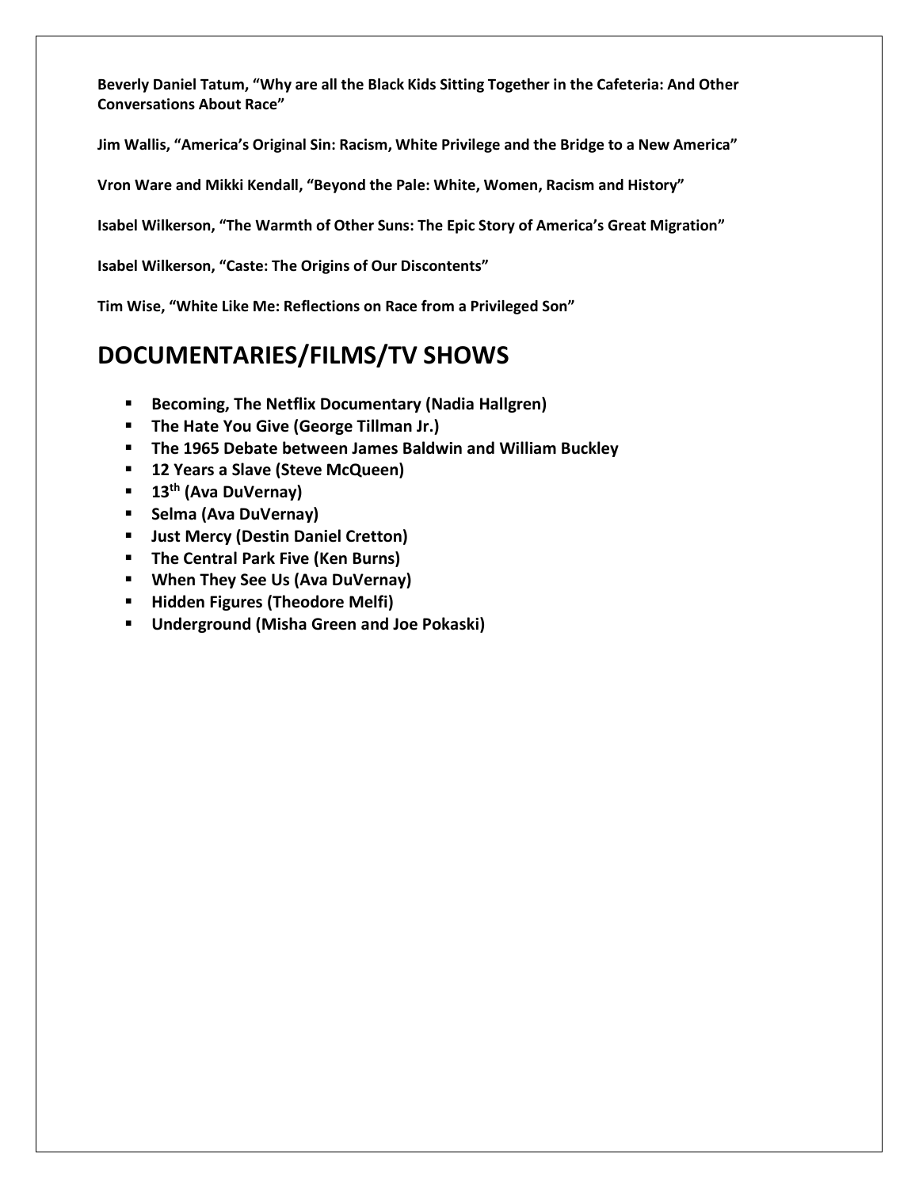**Beverly Daniel Tatum, “Why are all the Black Kids Sitting Together in the Cafeteria: And Other Conversations About Race”**

**Jim Wallis, “America’s Original Sin: Racism, White Privilege and the Bridge to a New America”**

**Vron Ware and Mikki Kendall, “Beyond the Pale: White, Women, Racism and History”**

**Isabel Wilkerson, “The Warmth of Other Suns: The Epic Story of America’s Great Migration”**

**Isabel Wilkerson, “Caste: The Origins of Our Discontents”**

**Tim Wise, “White Like Me: Reflections on Race from a Privileged Son”**

## DOCUMENTARIES/FILMS/TV SHOWS

- **Becoming, The Netflix Documentary (Nadia Hallgren)**
- **The Hate You Give (George Tillman Jr.)**
- **The 1965 Debate between James Baldwin and William Buckley**
- **12 Years a Slave (Steve McQueen)**
- **13th (Ava DuVernay)**
- **Selma (Ava DuVernay)**
- **Just Mercy (Destin Daniel Cretton)**
- **The Central Park Five (Ken Burns)**
- **When They See Us (Ava DuVernay)**
- **Hidden Figures (Theodore Melfi)**
- **Underground (Misha Green and Joe Pokaski)**